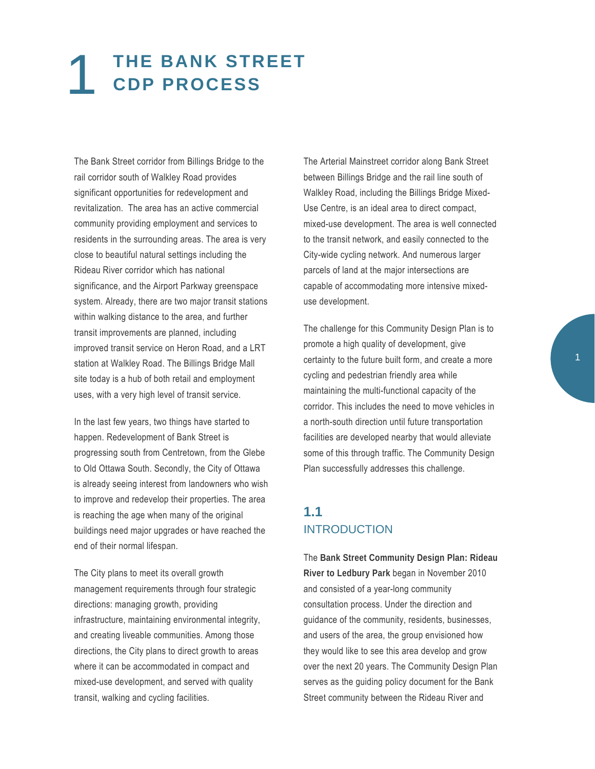# 1 THE BANK STREET CDP PROCESS

The Bank Street corridor from Billings Bridge to the rail corridor south of Walkley Road provides significant opportunities for redevelopment and revitalization. The area has an active commercial community providing employment and services to residents in the surrounding areas. The area is very close to beautiful natural settings including the Rideau River corridor which has national significance, and the Airport Parkway greenspace system. Already, there are two major transit stations within walking distance to the area, and further transit improvements are planned, including improved transit service on Heron Road, and a LRT station at Walkley Road. The Billings Bridge Mall site today is a hub of both retail and employment uses, with a very high level of transit service.

In the last few years, two things have started to happen. Redevelopment of Bank Street is progressing south from Centretown, from the Glebe to Old Ottawa South. Secondly, the City of Ottawa is already seeing interest from landowners who wish to improve and redevelop their properties. The area is reaching the age when many of the original buildings need major upgrades or have reached the end of their normal lifespan.

The City plans to meet its overall growth management requirements through four strategic directions: managing growth, providing infrastructure, maintaining environmental integrity, and creating liveable communities. Among those directions, the City plans to direct growth to areas where it can be accommodated in compact and mixed-use development, and served with quality transit, walking and cycling facilities.

The Arterial Mainstreet corridor along Bank Street between Billings Bridge and the rail line south of Walkley Road, including the Billings Bridge Mixed-Use Centre, is an ideal area to direct compact, mixed-use development. The area is well connected to the transit network, and easily connected to the City-wide cycling network. And numerous larger parcels of land at the major intersections are capable of accommodating more intensive mixed-use development.

The challenge for this Community Design Plan is to promote a high quality of development, give certainty to the future built form, and create a more cycling and pedestrian friendly area while maintaining the multi-functional capacity of the corridor. This includes the need to move vehicles in a north-south direction until future transportation facilities are developed nearby that would alleviate some of this through traffic. The Community Design Plan successfully addresses this challenge.

## 1.1 INTRODUCTION

The **Bank Street Community Design Plan: Rideau River to Ledbury Park** began in November 2010 and consisted of a year-long community consultation process. Under the direction and guidance of the community, residents, businesses, and users of the area, the group envisioned how they would like to see this area develop and grow over the next 20 years. The Community Design Plan serves as the guiding policy document for the Bank Street community between the Rideau River and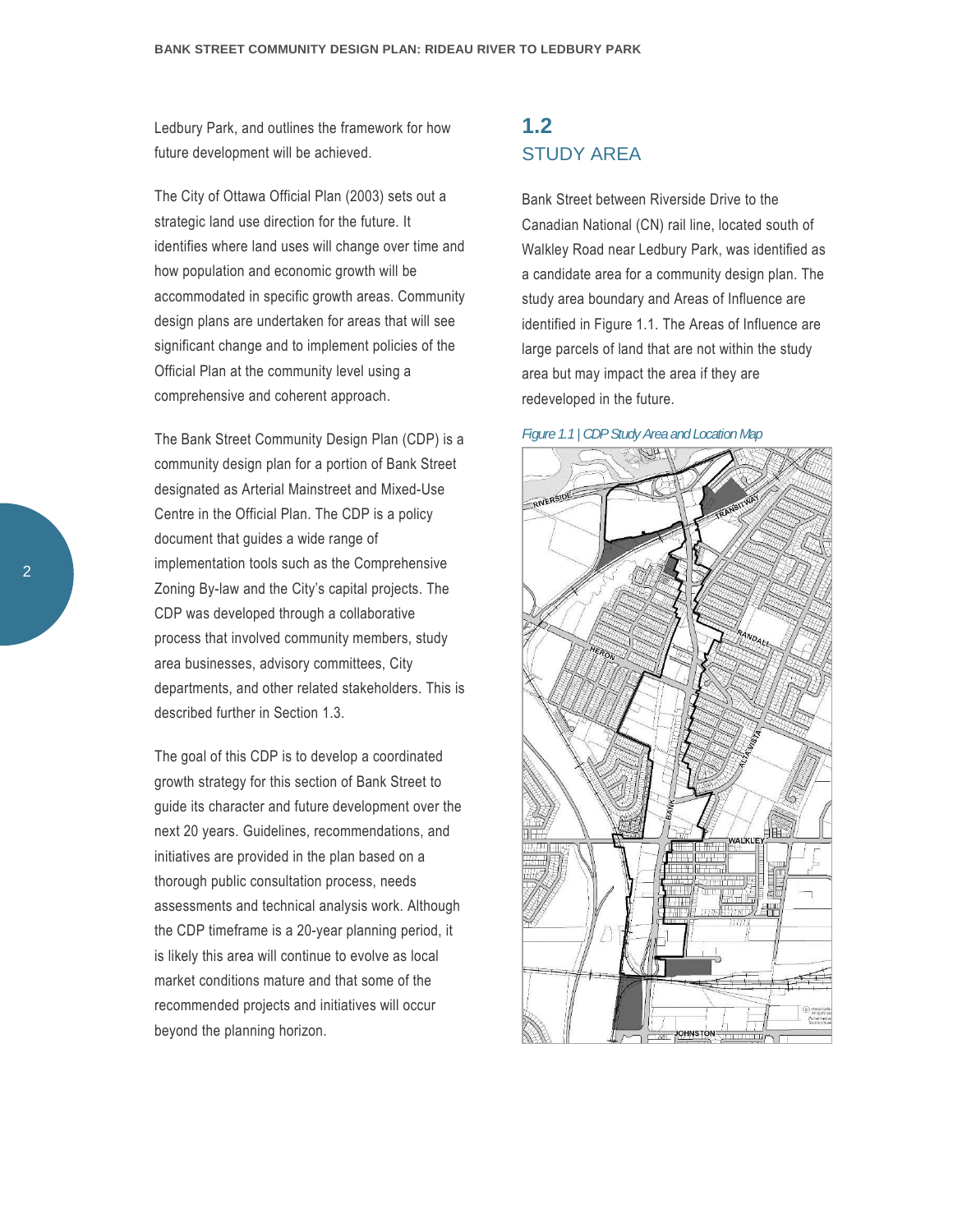Ledbury Park, and outlines the framework for how future development will be achieved.

The City of Ottawa Official Plan (2003) sets out a strategic land use direction for the future. It identifies where land uses will change over time and how population and economic growth will be accommodated in specific growth areas. Community design plans are undertaken for areas that will see significant change and to implement policies of the Official Plan at the community level using a comprehensive and coherent approach.

The Bank Street Community Design Plan (CDP) is a community design plan for a portion of Bank Street designated as Arterial Mainstreet and Mixed-Use Centre in the Official Plan. The CDP is a policy document that guides a wide range of implementation tools such as the Comprehensive Zoning By-law and the City's capital projects. The CDP was developed through a collaborative process that involved community members, study area businesses, advisory committees, City departments, and other related stakeholders. This is described further in Section 1.3.

The goal of this CDP is to develop a coordinated growth strategy for this section of Bank Street to guide its character and future development over the next 20 years. Guidelines, recommendations, and initiatives are provided in the plan based on a thorough public consultation process, needs assessments and technical analysis work. Although the CDP timeframe is a 20-year planning period, it is likely this area will continue to evolve as local market conditions mature and that some of the recommended projects and initiatives will occur beyond the planning horizon.

## 1.2 STUDY AREA

Bank Street between Riverside Drive to the Canadian National (CN) rail line, located south of Walkley Road near Ledbury Park, was identified as a candidate area for a community design plan. The study area boundary and Areas of Influence are identified in Figure 1.1. The Areas of Influence are large parcels of land that are not within the study area but may impact the area if they are redeveloped in the future.

*Figure 1.1 | CDP Study Area and Location Map*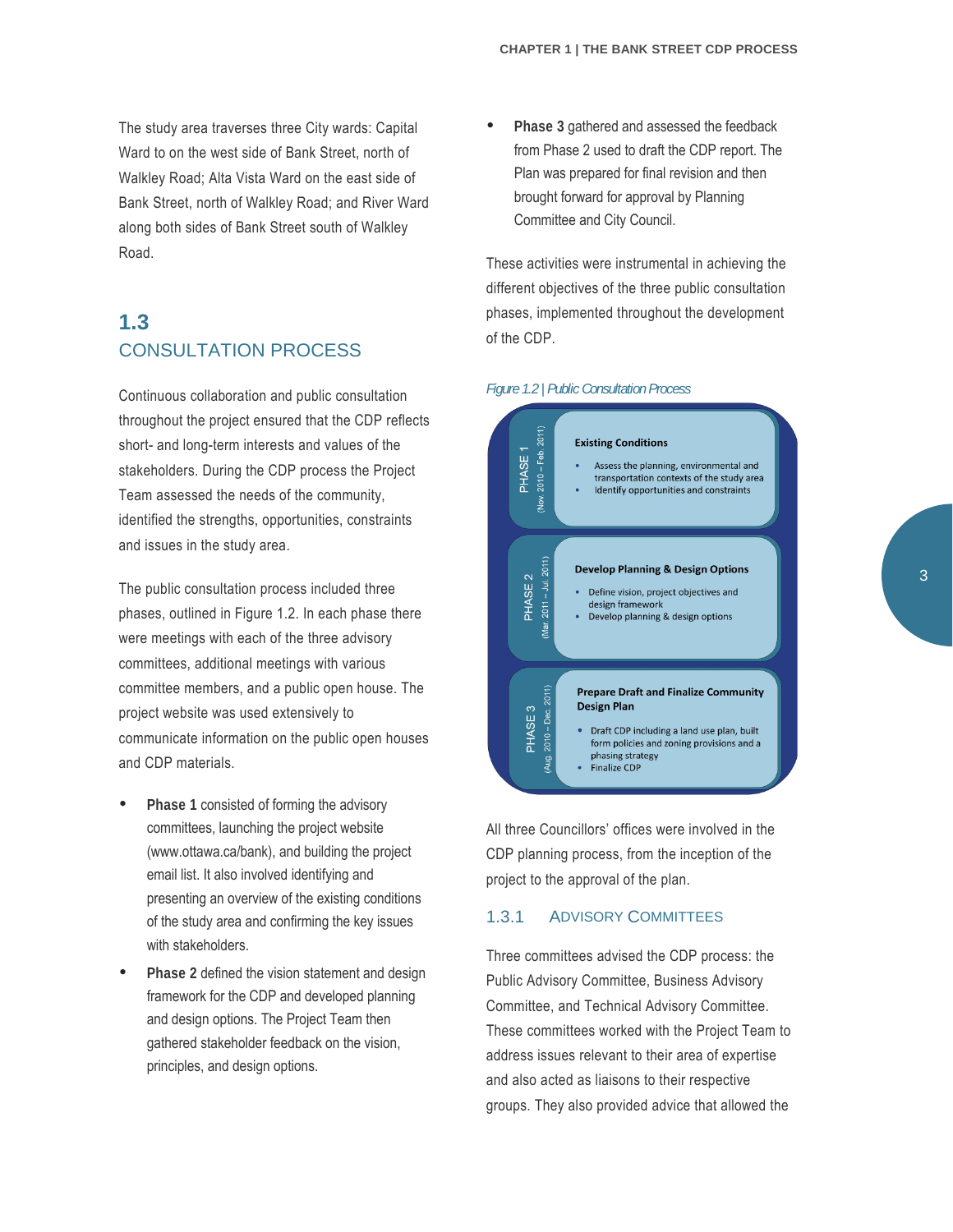The study area traverses three City wards: Capital Ward to on the west side of Bank Street, north of Walkley Road; Alta Vista Ward on the east side of Bank Street, north of Walkley Road; and River Ward along both sides of Bank Street south of Walkley Road.

## 1.3 CONSULTATION PROCESS

Continuous collaboration and public consultation throughout the project ensured that the CDP reflects short- and long-term interests and values of the stakeholders. During the CDP process the Project Team assessed the needs of the community, identified the strengths, opportunities, constraints and issues in the study area.

The public consultation process included three phases, outlined in Figure 1.2. In each phase there were meetings with each of the three advisory committees, additional meetings with various committee members, and a public open house. The project website was used extensively to communicate information on the public open houses and CDP materials.

- **Phase 1** consisted of forming the advisory committees, launching the project website (www.ottawa.ca/bank), and building the project email list. It also involved identifying and presenting an overview of the existing conditions of the study area and confirming the key issues with stakeholders.
- **Phase 2** defined the vision statement and design framework for the CDP and developed planning and design options. The Project Team then gathered stakeholder feedback on the vision, principles, and design options.
- **Phase 3** gathered and assessed the feedback from Phase 2 used to draft the CDP report. The Plan was prepared for final revision and then brought forward for approval by Planning Committee and City Council.

These activities were instrumental in achieving the different objectives of the three public consultation phases, implemented throughout the development of the CDP.

*Figure 1.2 | Public Consultation Process*

**PHASE 1** (Nov. 2010 – Feb. 2011)

**Existing Conditions**

- Assess the planning, environmental and transportation contexts of the study area
- Identify opportunities and constraints

**PHASE 2** (Mar. 2011 – Jul. 2011)

**Develop Planning & Design Options**

- Define vision, project objectives and design framework
- Develop planning & design options

**PHASE 3** (Aug. 2010 – Dec. 2011)

**Prepare Draft and Finalize Community Design Plan**

- Draft CDP including a land use plan, built form policies and zoning provisions and a phasing strategy
- Finalize CDP

All three Councillors' offices were involved in the CDP planning process, from the inception of the project to the approval of the plan.

### 1.3.1 ADVISORY COMMITTEES

Three committees advised the CDP process: the Public Advisory Committee, Business Advisory Committee, and Technical Advisory Committee. These committees worked with the Project Team to address issues relevant to their area of expertise and also acted as liaisons to their respective groups. They also provided advice that allowed the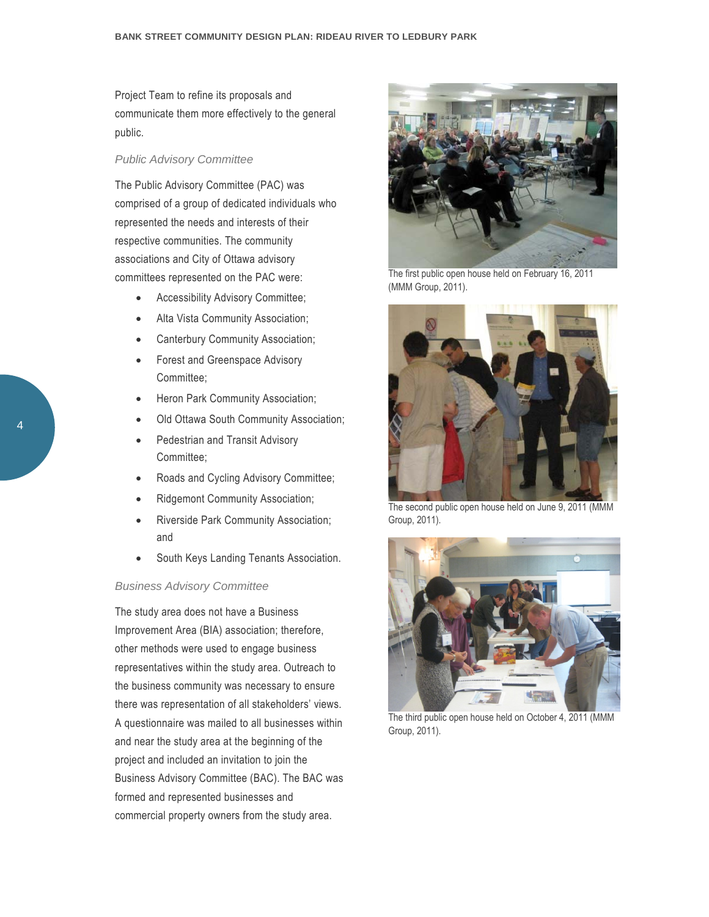Project Team to refine its proposals and communicate them more effectively to the general public.

### *Public Advisory Committee*

The Public Advisory Committee (PAC) was comprised of a group of dedicated individuals who represented the needs and interests of their respective communities. The community associations and City of Ottawa advisory committees represented on the PAC were:

- Accessibility Advisory Committee;
- Alta Vista Community Association;
- Canterbury Community Association;
- Forest and Greenspace Advisory Committee;
- Heron Park Community Association;
- Old Ottawa South Community Association;
- Pedestrian and Transit Advisory Committee;
- Roads and Cycling Advisory Committee;
- Ridgemont Community Association;
- Riverside Park Community Association; and
- South Keys Landing Tenants Association.

### *Business Advisory Committee*

The study area does not have a Business Improvement Area (BIA) association; therefore, other methods were used to engage business representatives within the study area. Outreach to the business community was necessary to ensure there was representation of all stakeholders' views. A questionnaire was mailed to all businesses within and near the study area at the beginning of the project and included an invitation to join the Business Advisory Committee (BAC). The BAC was formed and represented businesses and commercial property owners from the study area.

The first public open house held on February 16, 2011 (MMM Group, 2011).

The second public open house held on June 9, 2011 (MMM Group, 2011).

The third public open house held on October 4, 2011 (MMM Group, 2011).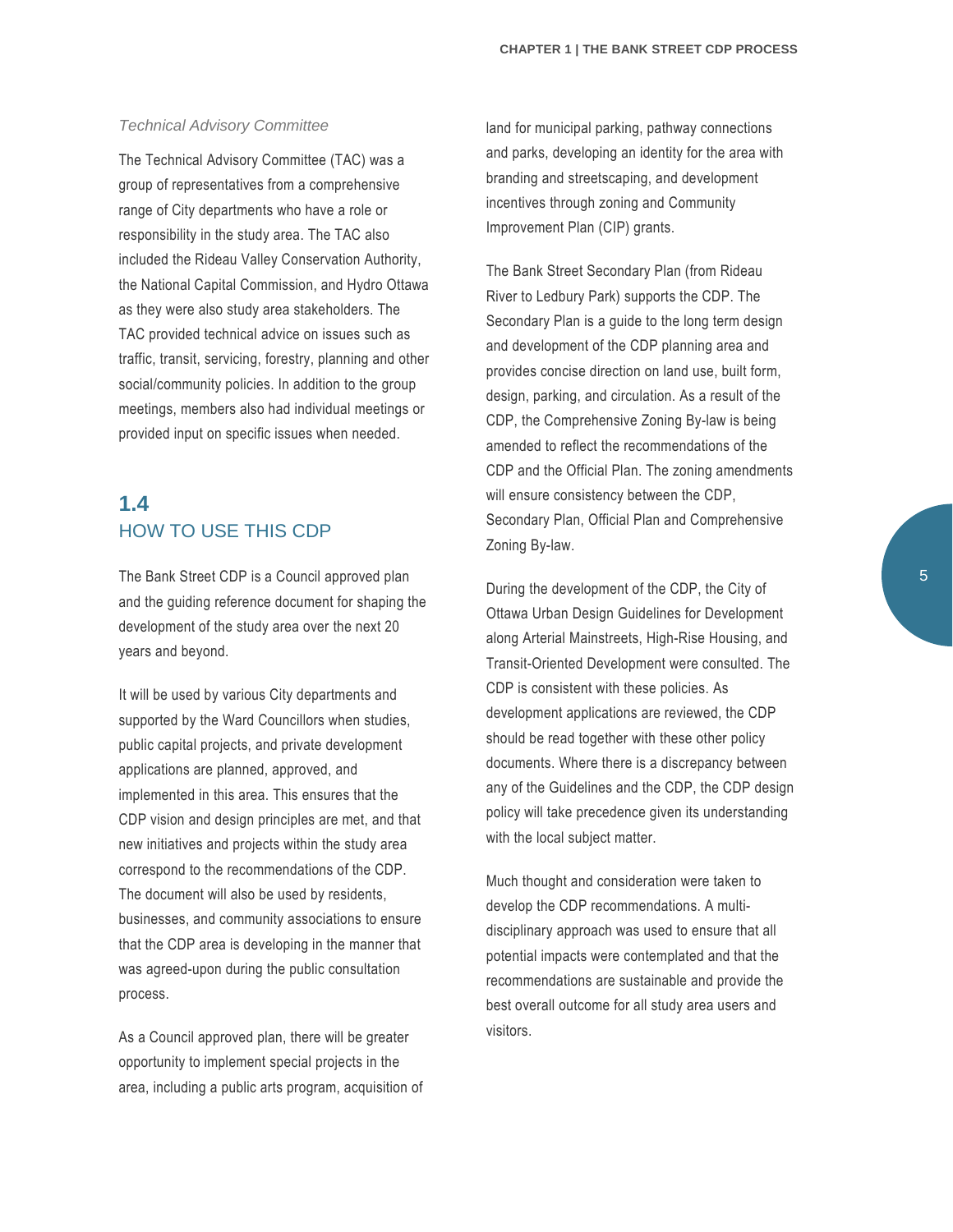*Technical Advisory Committee*

The Technical Advisory Committee (TAC) was a group of representatives from a comprehensive range of City departments who have a role or responsibility in the study area. The TAC also included the Rideau Valley Conservation Authority, the National Capital Commission, and Hydro Ottawa as they were also study area stakeholders. The TAC provided technical advice on issues such as traffic, transit, servicing, forestry, planning and other social/community policies. In addition to the group meetings, members also had individual meetings or provided input on specific issues when needed.

## 1.4 HOW TO USE THIS CDP

The Bank Street CDP is a Council approved plan and the guiding reference document for shaping the development of the study area over the next 20 years and beyond.

It will be used by various City departments and supported by the Ward Councillors when studies, public capital projects, and private development applications are planned, approved, and implemented in this area. This ensures that the CDP vision and design principles are met, and that new initiatives and projects within the study area correspond to the recommendations of the CDP. The document will also be used by residents, businesses, and community associations to ensure that the CDP area is developing in the manner that was agreed-upon during the public consultation process.

As a Council approved plan, there will be greater opportunity to implement special projects in the area, including a public arts program, acquisition of land for municipal parking, pathway connections and parks, developing an identity for the area with branding and streetscaping, and development incentives through zoning and Community Improvement Plan (CIP) grants.

The Bank Street Secondary Plan (from Rideau River to Ledbury Park) supports the CDP. The Secondary Plan is a guide to the long term design and development of the CDP planning area and provides concise direction on land use, built form, design, parking, and circulation. As a result of the CDP, the Comprehensive Zoning By-law is being amended to reflect the recommendations of the CDP and the Official Plan. The zoning amendments will ensure consistency between the CDP, Secondary Plan, Official Plan and Comprehensive Zoning By-law.

During the development of the CDP, the City of Ottawa Urban Design Guidelines for Development along Arterial Mainstreets, High-Rise Housing, and Transit-Oriented Development were consulted. The CDP is consistent with these policies. As development applications are reviewed, the CDP should be read together with these other policy documents. Where there is a discrepancy between any of the Guidelines and the CDP, the CDP design policy will take precedence given its understanding with the local subject matter.

Much thought and consideration were taken to develop the CDP recommendations. A multi-disciplinary approach was used to ensure that all potential impacts were contemplated and that the recommendations are sustainable and provide the best overall outcome for all study area users and visitors.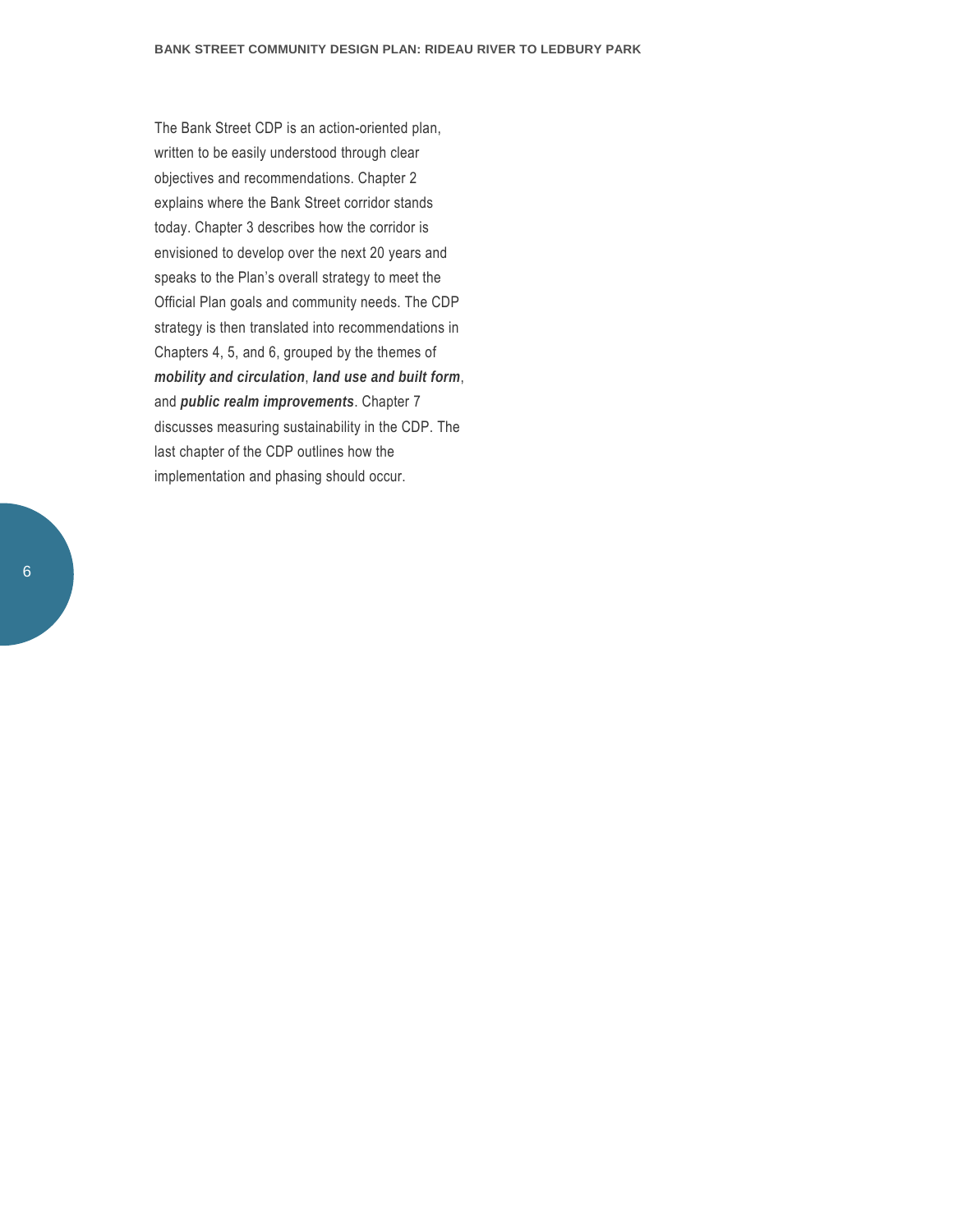The Bank Street CDP is an action-oriented plan, written to be easily understood through clear objectives and recommendations. Chapter 2 explains where the Bank Street corridor stands today. Chapter 3 describes how the corridor is envisioned to develop over the next 20 years and speaks to the Plan's overall strategy to meet the Official Plan goals and community needs. The CDP strategy is then translated into recommendations in Chapters 4, 5, and 6, grouped by the themes of ***mobility and circulation***, ***land use and built form***, and ***public realm improvements***. Chapter 7 discusses measuring sustainability in the CDP. The last chapter of the CDP outlines how the implementation and phasing should occur.